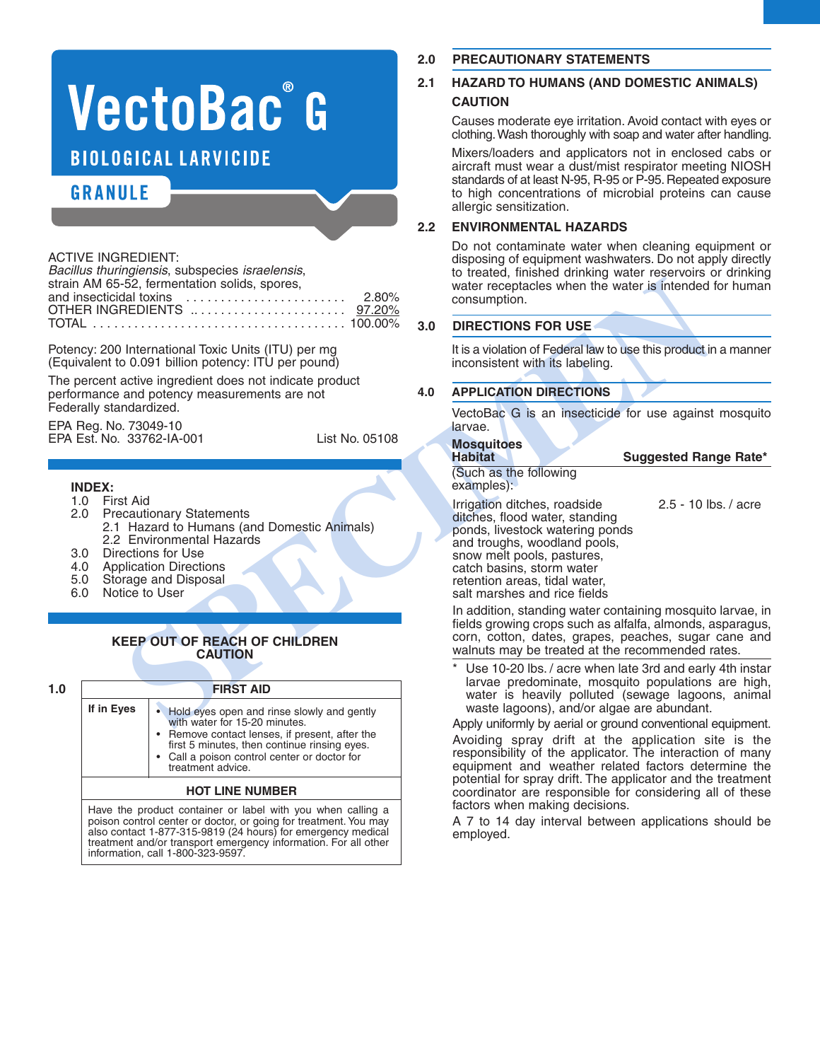# VectoBac® G

## BIOLOGICAL LARVICIDE

## GRANULE

| ACTIVE INGREDIENT: | |
|---|---|
| *Bacillus thuringiensis*, subspecies *israelensis*, strain AM 65-52, fermentation solids, spores, and insecticidal toxins | 2.80% |
| OTHER INGREDIENTS | 97.20% |
| TOTAL | 100.00% |

Potency: 200 International Toxic Units (ITU) per mg (Equivalent to 0.091 billion potency: ITU per pound)

The percent active ingredient does not indicate product performance and potency measurements are not Federally standardized.

EPA Reg. No. 73049-10
EPA Est. No. 33762-IA-001
List No. 05108

**INDEX:**

1.0 First Aid
2.0 Precautionary Statements
  2.1 Hazard to Humans (and Domestic Animals)
  2.2 Environmental Hazards
3.0 Directions for Use
4.0 Application Directions
5.0 Storage and Disposal
6.0 Notice to User

**KEEP OUT OF REACH OF CHILDREN**
**CAUTION**

## 1.0 FIRST AID

| FIRST AID | |
|---|---|
| **If in Eyes** | • Hold eyes open and rinse slowly and gently with water for 15-20 minutes. • Remove contact lenses, if present, after the first 5 minutes, then continue rinsing eyes. • Call a poison control center or doctor for treatment advice. |

**HOT LINE NUMBER**

Have the product container or label with you when calling a poison control center or doctor, or going for treatment. You may also contact 1-877-315-9819 (24 hours) for emergency medical treatment and/or transport emergency information. For all other information, call 1-800-323-9597.

## 2.0 PRECAUTIONARY STATEMENTS

### 2.1 HAZARD TO HUMANS (AND DOMESTIC ANIMALS)

**CAUTION**

Causes moderate eye irritation. Avoid contact with eyes or clothing. Wash thoroughly with soap and water after handling.

Mixers/loaders and applicators not in enclosed cabs or aircraft must wear a dust/mist respirator meeting NIOSH standards of at least N-95, R-95 or P-95. Repeated exposure to high concentrations of microbial proteins can cause allergic sensitization.

### 2.2 ENVIRONMENTAL HAZARDS

Do not contaminate water when cleaning equipment or disposing of equipment washwaters. Do not apply directly to treated, finished drinking water reservoirs or drinking water receptacles when the water is intended for human consumption.

## 3.0 DIRECTIONS FOR USE

It is a violation of Federal law to use this product in a manner inconsistent with its labeling.

## 4.0 APPLICATION DIRECTIONS

VectoBac G is an insecticide for use against mosquito larvae.

| **Mosquitoes Habitat** (Such as the following examples): | **Suggested Range Rate*** |
|---|---|
| Irrigation ditches, roadside ditches, flood water, standing ponds, livestock watering ponds and troughs, woodland pools, snow melt pools, pastures, catch basins, storm water retention areas, tidal water, salt marshes and rice fields | 2.5 - 10 lbs. / acre |

In addition, standing water containing mosquito larvae, in fields growing crops such as alfalfa, almonds, asparagus, corn, cotton, dates, grapes, peaches, sugar cane and walnuts may be treated at the recommended rates.

* Use 10-20 lbs. / acre when late 3rd and early 4th instar larvae predominate, mosquito populations are high, water is heavily polluted (sewage lagoons, animal waste lagoons), and/or algae are abundant.

Apply uniformly by aerial or ground conventional equipment.

Avoiding spray drift at the application site is the responsibility of the applicator. The interaction of many equipment and weather related factors determine the potential for spray drift. The applicator and the treatment coordinator are responsible for considering all of these factors when making decisions.

A 7 to 14 day interval between applications should be employed.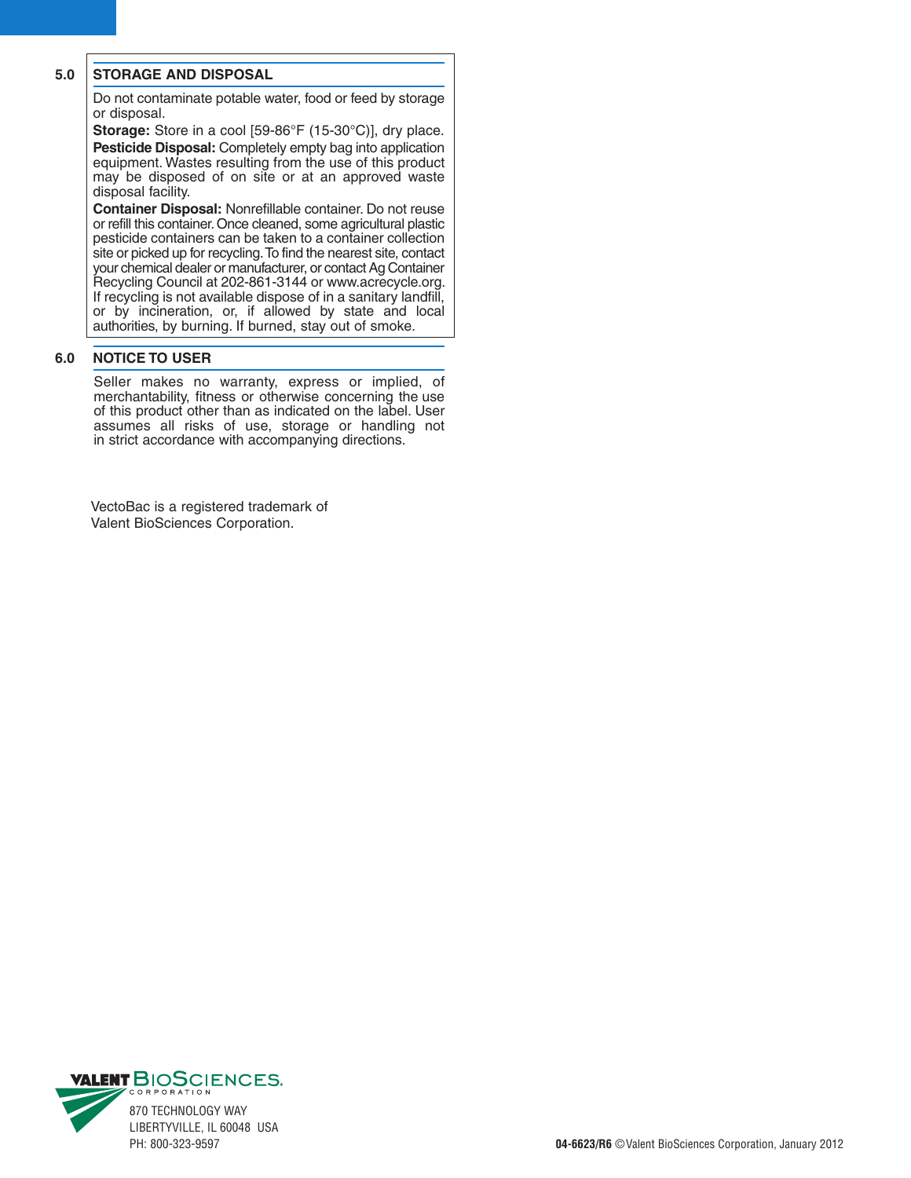## 5.0 STORAGE AND DISPOSAL

Do not contaminate potable water, food or feed by storage or disposal.

**Storage:** Store in a cool [59-86°F (15-30°C)], dry place.

**Pesticide Disposal:** Completely empty bag into application equipment. Wastes resulting from the use of this product may be disposed of on site or at an approved waste disposal facility.

**Container Disposal:** Nonrefillable container. Do not reuse or refill this container. Once cleaned, some agricultural plastic pesticide containers can be taken to a container collection site or picked up for recycling. To find the nearest site, contact your chemical dealer or manufacturer, or contact Ag Container Recycling Council at 202-861-3144 or www.acrecycle.org. If recycling is not available dispose of in a sanitary landfill, or by incineration, or, if allowed by state and local authorities, by burning. If burned, stay out of smoke.

## 6.0 NOTICE TO USER

Seller makes no warranty, express or implied, of merchantability, fitness or otherwise concerning the use of this product other than as indicated on the label. User assumes all risks of use, storage or handling not in strict accordance with accompanying directions.

VectoBac is a registered trademark of Valent BioSciences Corporation.

VALENT BIOSCIENCES CORPORATION
870 TECHNOLOGY WAY
LIBERTYVILLE, IL 60048 USA
PH: 800-323-9597

**04-6623/R6** ©Valent BioSciences Corporation, January 2012